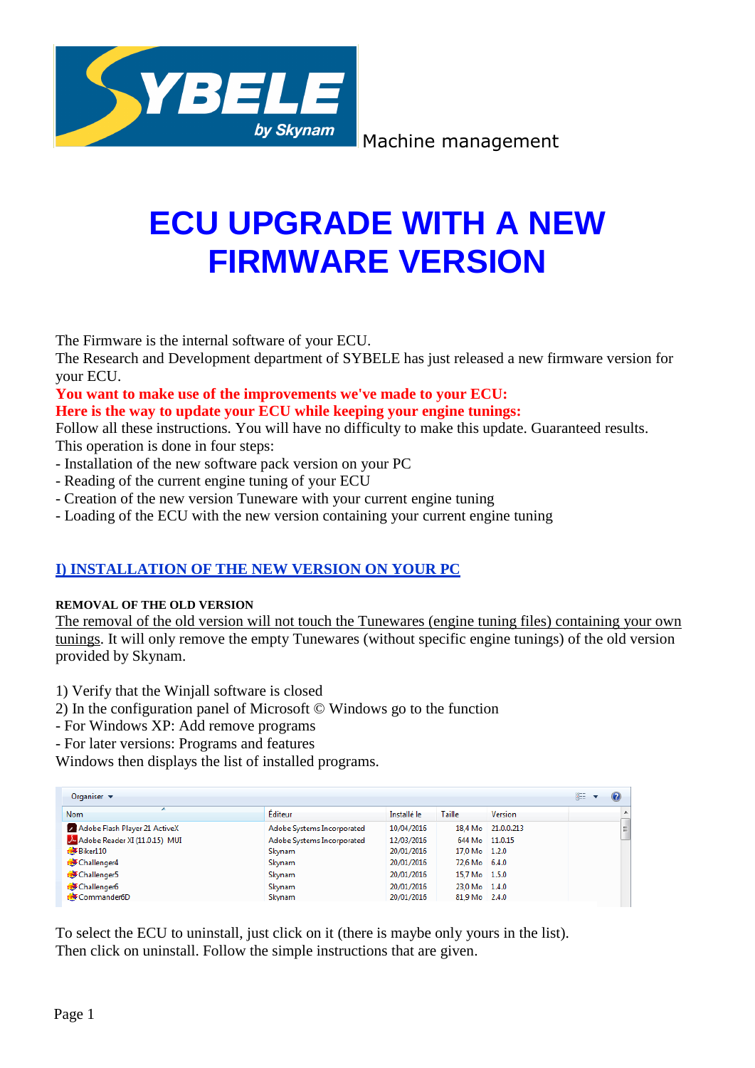SYBELE by Skynam — Machine management

# ECU UPGRADE WITH A NEW FIRMWARE VERSION

The Firmware is the internal software of your ECU.
The Research and Development department of SYBELE has just released a new firmware version for your ECU.
**You want to make use of the improvements we've made to your ECU:**
**Here is the way to update your ECU while keeping your engine tunings:**
Follow all these instructions. You will have no difficulty to make this update. Guaranteed results.
This operation is done in four steps:
- Installation of the new software pack version on your PC
- Reading of the current engine tuning of your ECU
- Creation of the new version Tuneware with your current engine tuning
- Loading of the ECU with the new version containing your current engine tuning

## I) INSTALLATION OF THE NEW VERSION ON YOUR PC

### REMOVAL OF THE OLD VERSION

The removal of the old version will not touch the Tunewares (engine tuning files) containing your own tunings. It will only remove the empty Tunewares (without specific engine tunings) of the old version provided by Skynam.

1) Verify that the Winjall software is closed
2) In the configuration panel of Microsoft © Windows go to the function
- For Windows XP: Add remove programs
- For later versions: Programs and features

Windows then displays the list of installed programs.

| Nom | Éditeur | Installé le | Taille | Version |
|---|---|---|---|---|
| Adobe Flash Player 21 ActiveX | Adobe Systems Incorporated | 10/04/2016 | 18,4 Mo | 21.0.0.213 |
| Adobe Reader XI (11.0.15) MUI | Adobe Systems Incorporated | 12/03/2016 | 644 Mo | 11.0.15 |
| Biker110 | Skynam | 20/01/2016 | 17,0 Mo | 1.2.0 |
| Challenger4 | Skynam | 20/01/2016 | 72,6 Mo | 6.4.0 |
| Challenger5 | Skynam | 20/01/2016 | 15,7 Mo | 1.5.0 |
| Challenger6 | Skynam | 20/01/2016 | 23,0 Mo | 1.4.0 |
| Commander6D | Skynam | 20/01/2016 | 81,9 Mo | 2.4.0 |

To select the ECU to uninstall, just click on it (there is maybe only yours in the list).
Then click on uninstall. Follow the simple instructions that are given.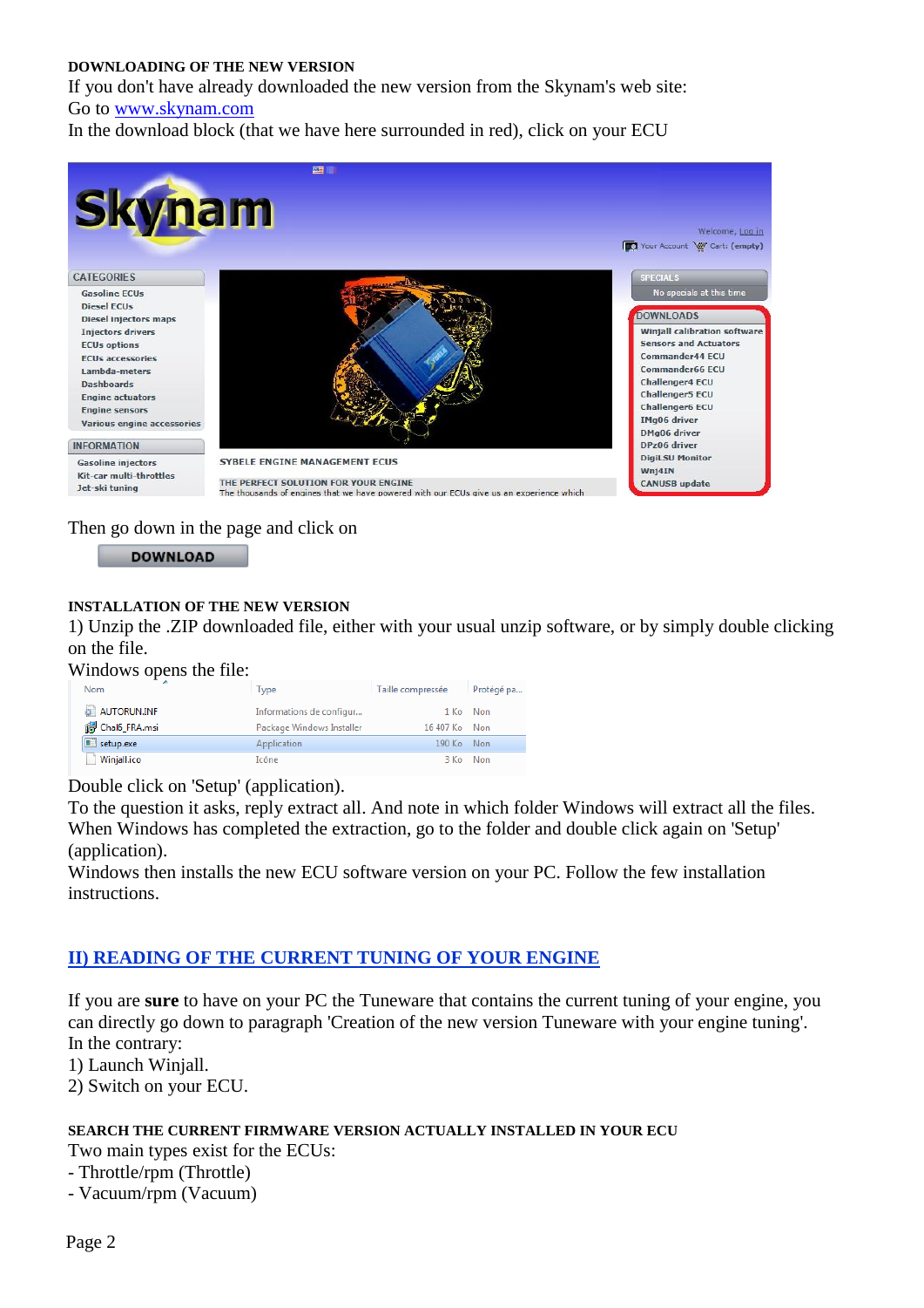**DOWNLOADING OF THE NEW VERSION**

If you don't have already downloaded the new version from the Skynam's web site:
Go to www.skynam.com
In the download block (that we have here surrounded in red), click on your ECU

Then go down in the page and click on

**DOWNLOAD**

**INSTALLATION OF THE NEW VERSION**

1) Unzip the .ZIP downloaded file, either with your usual unzip software, or by simply double clicking on the file.
Windows opens the file:

| Nom | Type | Taille compressée | Protégé pa... |
|---|---|---|---|
| AUTORUN.INF | Informations de configur... | 1 Ko | Non |
| Chal6_FRA.msi | Package Windows Installer | 16 407 Ko | Non |
| setup.exe | Application | 190 Ko | Non |
| Winjall.ico | Icône | 3 Ko | Non |

Double click on 'Setup' (application).
To the question it asks, reply extract all. And note in which folder Windows will extract all the files.
When Windows has completed the extraction, go to the folder and double click again on 'Setup' (application).
Windows then installs the new ECU software version on your PC. Follow the few installation instructions.

## II) READING OF THE CURRENT TUNING OF YOUR ENGINE

If you are **sure** to have on your PC the Tuneware that contains the current tuning of your engine, you can directly go down to paragraph 'Creation of the new version Tuneware with your engine tuning'.
In the contrary:
1) Launch Winjall.
2) Switch on your ECU.

**SEARCH THE CURRENT FIRMWARE VERSION ACTUALLY INSTALLED IN YOUR ECU**

Two main types exist for the ECUs:
- Throttle/rpm (Throttle)
- Vacuum/rpm (Vacuum)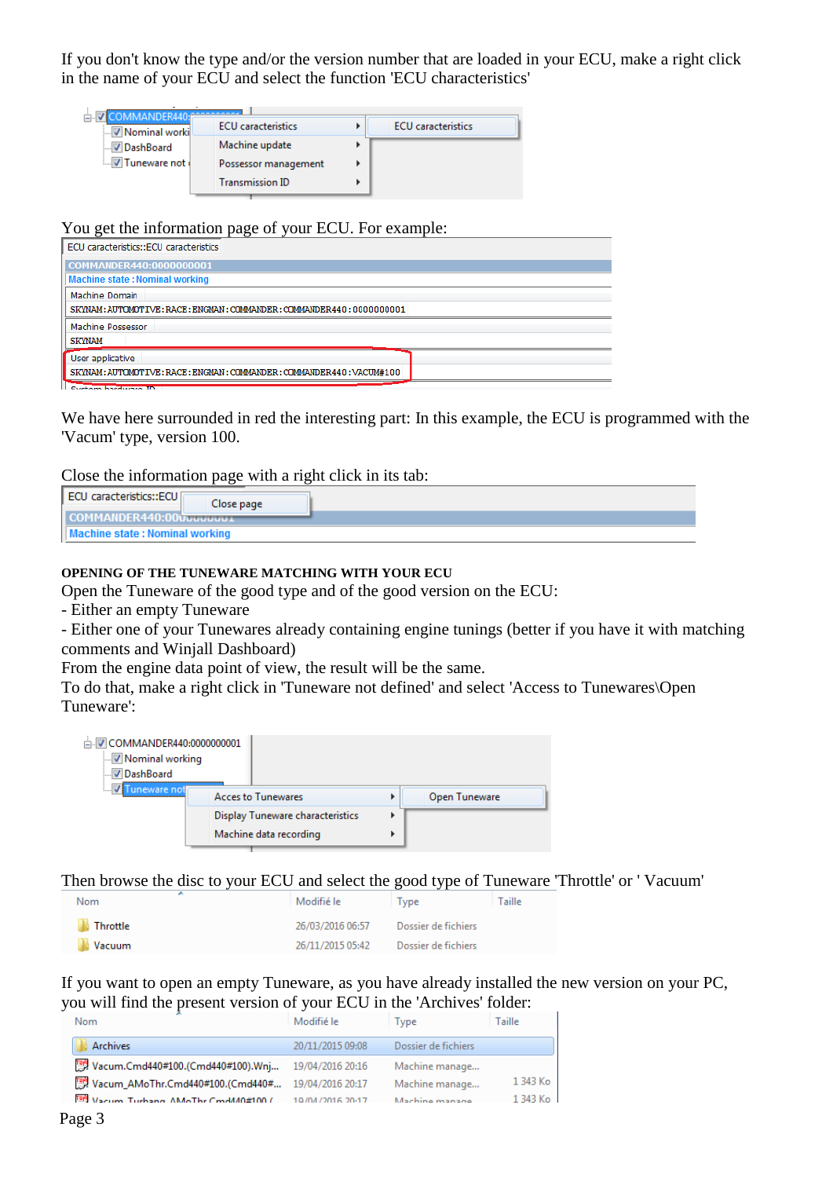If you don't know the type and/or the version number that are loaded in your ECU, make a right click in the name of your ECU and select the function 'ECU characteristics'

You get the information page of your ECU. For example:

We have here surrounded in red the interesting part: In this example, the ECU is programmed with the 'Vacum' type, version 100.

Close the information page with a right click in its tab:

**OPENING OF THE TUNEWARE MATCHING WITH YOUR ECU**

Open the Tuneware of the good type and of the good version on the ECU:
- Either an empty Tuneware
- Either one of your Tunewares already containing engine tunings (better if you have it with matching comments and Winjall Dashboard)

From the engine data point of view, the result will be the same.
To do that, make a right click in 'Tuneware not defined' and select 'Access to Tunewares\Open Tuneware':

Then browse the disc to your ECU and select the good type of Tuneware 'Throttle' or ' Vacuum'

If you want to open an empty Tuneware, as you have already installed the new version on your PC, you will find the present version of your ECU in the 'Archives' folder: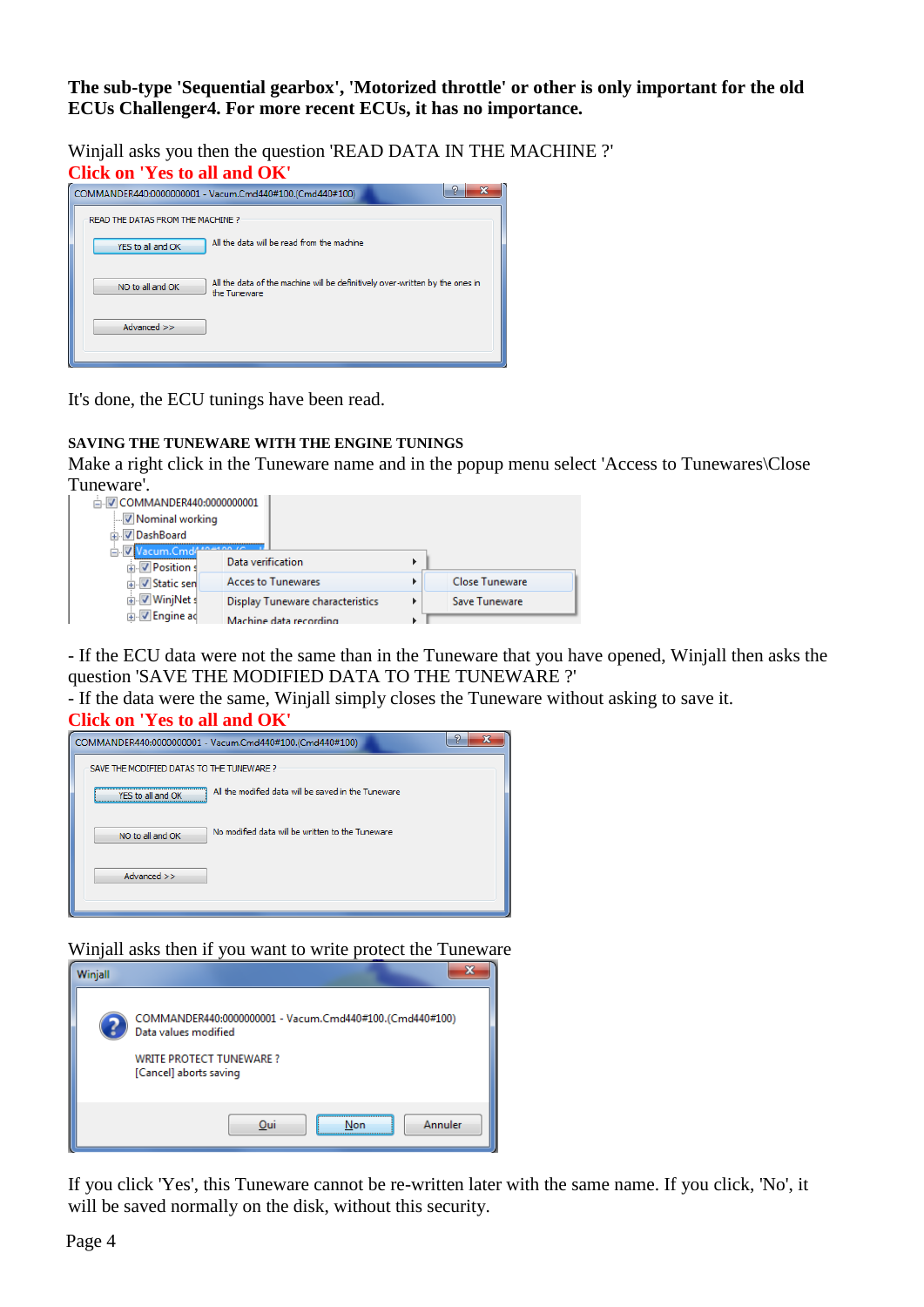**The sub-type 'Sequential gearbox', 'Motorized throttle' or other is only important for the old ECUs Challenger4. For more recent ECUs, it has no importance.**

Winjall asks you then the question 'READ DATA IN THE MACHINE ?'

**Click on 'Yes to all and OK'**

It's done, the ECU tunings have been read.

### SAVING THE TUNEWARE WITH THE ENGINE TUNINGS

Make a right click in the Tuneware name and in the popup menu select 'Access to Tunewares\Close Tuneware'.

- If the ECU data were not the same than in the Tuneware that you have opened, Winjall then asks the question 'SAVE THE MODIFIED DATA TO THE TUNEWARE ?'
- If the data were the same, Winjall simply closes the Tuneware without asking to save it.

**Click on 'Yes to all and OK'**

Winjall asks then if you want to write protect the Tuneware

If you click 'Yes', this Tuneware cannot be re-written later with the same name. If you click, 'No', it will be saved normally on the disk, without this security.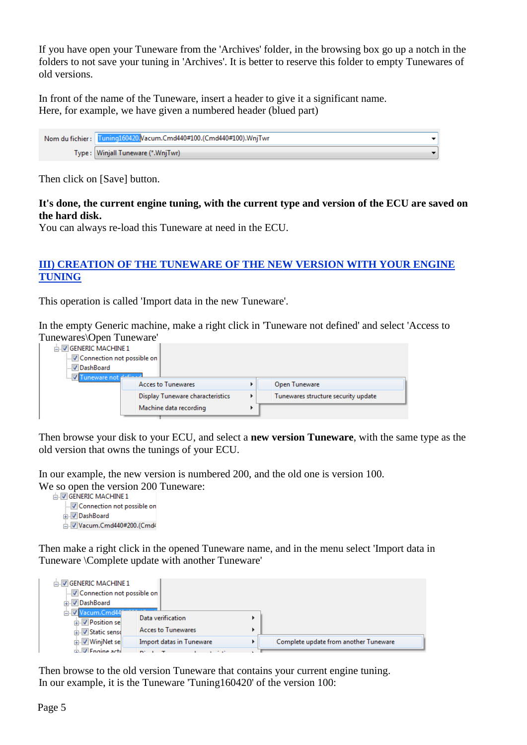If you have open your Tuneware from the 'Archives' folder, in the browsing box go up a notch in the folders to not save your tuning in 'Archives'. It is better to reserve this folder to empty Tunewares of old versions.

In front of the name of the Tuneware, insert a header to give it a significant name.
Here, for example, we have given a numbered header (blued part)

Nom du fichier : Tuning160420.Vacum.Cmd440#100.(Cmd440#100).WnjTwr
Type : Winjall Tuneware (*.WnjTwr)

Then click on [Save] button.

**It's done, the current engine tuning, with the current type and version of the ECU are saved on the hard disk.**
You can always re-load this Tuneware at need in the ECU.

## III) CREATION OF THE TUNEWARE OF THE NEW VERSION WITH YOUR ENGINE TUNING

This operation is called 'Import data in the new Tuneware'.

In the empty Generic machine, make a right click in 'Tuneware not defined' and select 'Access to Tunewares\Open Tuneware'

GENERIC MACHINE 1
Connection not possible on
DashBoard
Tuneware not defined
Acces to Tunewares | Open Tuneware
Display Tuneware characteristics | Tunewares structure security update
Machine data recording

Then browse your disk to your ECU, and select a **new version Tuneware**, with the same type as the old version that owns the tunings of your ECU.

In our example, the new version is numbered 200, and the old one is version 100.
We so open the version 200 Tuneware:

GENERIC MACHINE 1
Connection not possible on
DashBoard
Vacum.Cmd440#200.(Cmd4

Then make a right click in the opened Tuneware name, and in the menu select 'Import data in Tuneware \Complete update with another Tuneware'

GENERIC MACHINE 1
Connection not possible on
DashBoard
Vacum.Cmd44
Position se
Static sens
WinjNet se
Engine act
Data verification
Acces to Tunewares
Import datas in Tuneware | Complete update from another Tuneware

Then browse to the old version Tuneware that contains your current engine tuning.
In our example, it is the Tuneware 'Tuning160420' of the version 100: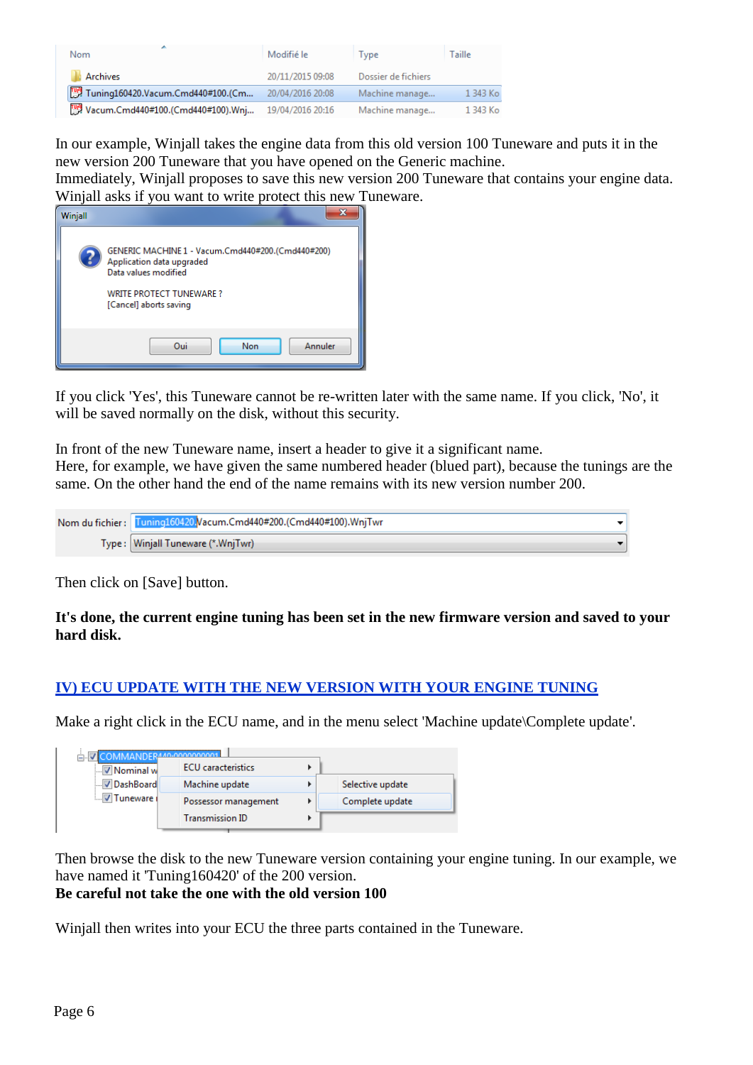In our example, Winjall takes the engine data from this old version 100 Tuneware and puts it in the new version 200 Tuneware that you have opened on the Generic machine.
Immediately, Winjall proposes to save this new version 200 Tuneware that contains your engine data.
Winjall asks if you want to write protect this new Tuneware.

If you click 'Yes', this Tuneware cannot be re-written later with the same name. If you click, 'No', it will be saved normally on the disk, without this security.

In front of the new Tuneware name, insert a header to give it a significant name.
Here, for example, we have given the same numbered header (blued part), because the tunings are the same. On the other hand the end of the name remains with its new version number 200.

Then click on [Save] button.

**It's done, the current engine tuning has been set in the new firmware version and saved to your hard disk.**

## IV) ECU UPDATE WITH THE NEW VERSION WITH YOUR ENGINE TUNING

Make a right click in the ECU name, and in the menu select 'Machine update\Complete update'.

Then browse the disk to the new Tuneware version containing your engine tuning. In our example, we have named it 'Tuning160420' of the 200 version.
**Be careful not take the one with the old version 100**

Winjall then writes into your ECU the three parts contained in the Tuneware.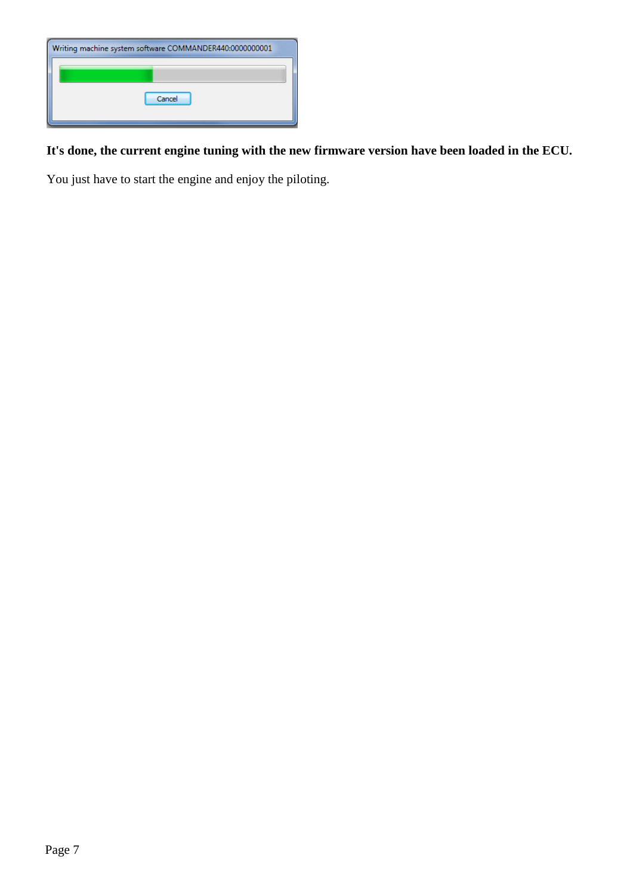Writing machine system software COMMANDER440:0000000001

Cancel

**It's done, the current engine tuning with the new firmware version have been loaded in the ECU.**

You just have to start the engine and enjoy the piloting.